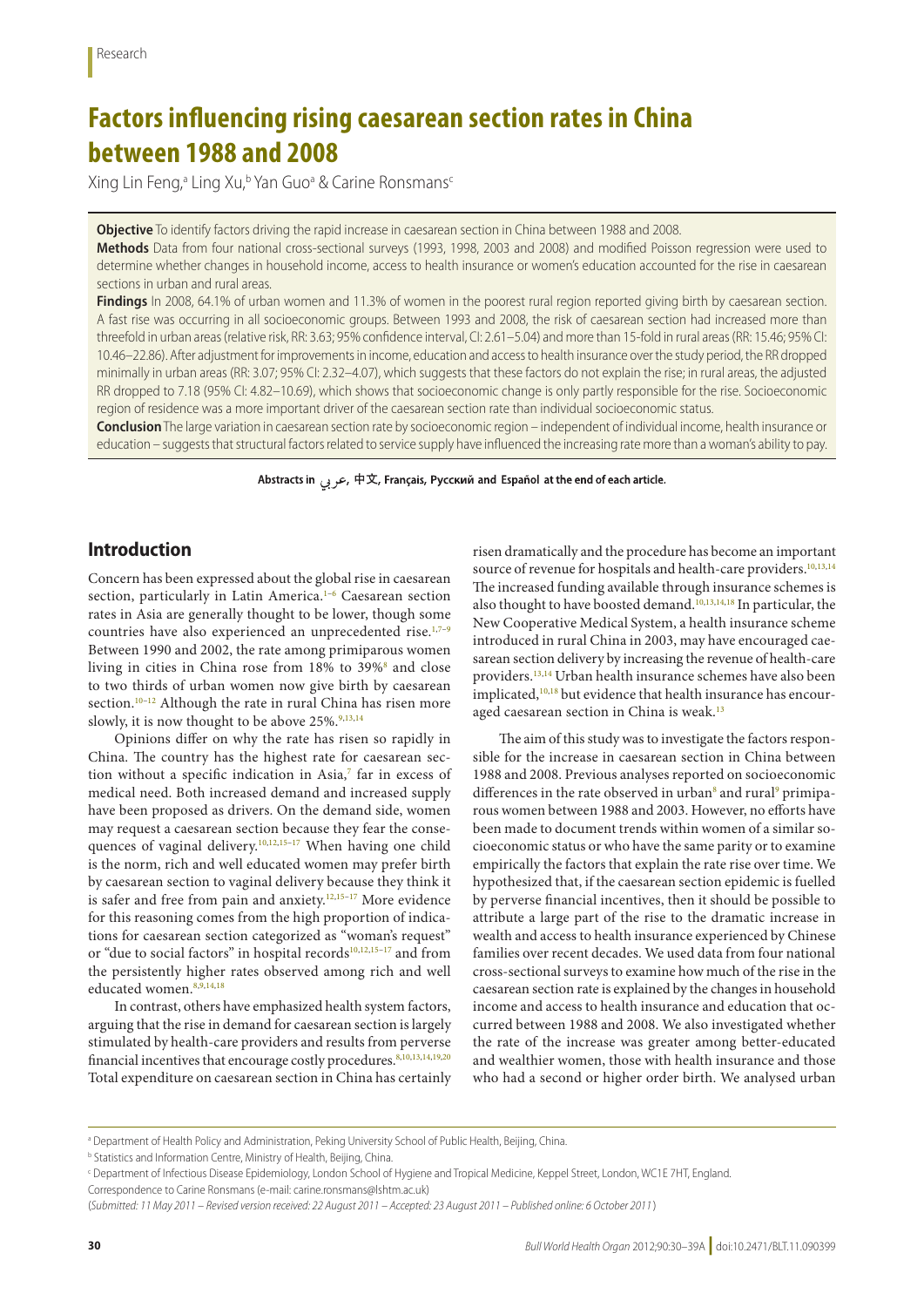Research

# Factors influencing rising caesarean section rates in China between 1988 and 2008

Xing Lin Feng,[a] Ling Xu,[b] Yan Guo[a] & Carine Ronsmans[c]

**Objective** To identify factors driving the rapid increase in caesarean section in China between 1988 and 2008.

**Methods** Data from four national cross-sectional surveys (1993, 1998, 2003 and 2008) and modified Poisson regression were used to determine whether changes in household income, access to health insurance or women's education accounted for the rise in caesarean sections in urban and rural areas.

**Findings** In 2008, 64.1% of urban women and 11.3% of women in the poorest rural region reported giving birth by caesarean section. A fast rise was occurring in all socioeconomic groups. Between 1993 and 2008, the risk of caesarean section had increased more than threefold in urban areas (relative risk, RR: 3.63; 95% confidence interval, CI: 2.61–5.04) and more than 15-fold in rural areas (RR: 15.46; 95% CI: 10.46–22.86). After adjustment for improvements in income, education and access to health insurance over the study period, the RR dropped minimally in urban areas (RR: 3.07; 95% CI: 2.32–4.07), which suggests that these factors do not explain the rise; in rural areas, the adjusted RR dropped to 7.18 (95% CI: 4.82–10.69), which shows that socioeconomic change is only partly responsible for the rise. Socioeconomic region of residence was a more important driver of the caesarean section rate than individual socioeconomic status.

**Conclusion** The large variation in caesarean section rate by socioeconomic region – independent of individual income, health insurance or education – suggests that structural factors related to service supply have influenced the increasing rate more than a woman's ability to pay.

**Abstracts in عربي, 中文, Français, Русский and Español at the end of each article.**

## Introduction

Concern has been expressed about the global rise in caesarean section, particularly in Latin America.[1–6] Caesarean section rates in Asia are generally thought to be lower, though some countries have also experienced an unprecedented rise.[1,7–9] Between 1990 and 2002, the rate among primiparous women living in cities in China rose from 18% to 39%[8] and close to two thirds of urban women now give birth by caesarean section.[10–12] Although the rate in rural China has risen more slowly, it is now thought to be above 25%.[9,13,14]

Opinions differ on why the rate has risen so rapidly in China. The country has the highest rate for caesarean section without a specific indication in Asia,[7] far in excess of medical need. Both increased demand and increased supply have been proposed as drivers. On the demand side, women may request a caesarean section because they fear the consequences of vaginal delivery.[10,12,15–17] When having one child is the norm, rich and well educated women may prefer birth by caesarean section to vaginal delivery because they think it is safer and free from pain and anxiety.[12,15–17] More evidence for this reasoning comes from the high proportion of indications for caesarean section categorized as "woman's request" or "due to social factors" in hospital records[10,12,15–17] and from the persistently higher rates observed among rich and well educated women.[8,9,14,18]

In contrast, others have emphasized health system factors, arguing that the rise in demand for caesarean section is largely stimulated by health-care providers and results from perverse financial incentives that encourage costly procedures.[8,10,13,14,19,20] Total expenditure on caesarean section in China has certainly risen dramatically and the procedure has become an important source of revenue for hospitals and health-care providers.[10,13,14] The increased funding available through insurance schemes is also thought to have boosted demand.[10,13,14,18] In particular, the New Cooperative Medical System, a health insurance scheme introduced in rural China in 2003, may have encouraged caesarean section delivery by increasing the revenue of health-care providers.[13,14] Urban health insurance schemes have also been implicated,[10,18] but evidence that health insurance has encouraged caesarean section in China is weak.[13]

The aim of this study was to investigate the factors responsible for the increase in caesarean section in China between 1988 and 2008. Previous analyses reported on socioeconomic differences in the rate observed in urban[8] and rural[9] primiparous women between 1988 and 2003. However, no efforts have been made to document trends within women of a similar socioeconomic status or who have the same parity or to examine empirically the factors that explain the rate rise over time. We hypothesized that, if the caesarean section epidemic is fuelled by perverse financial incentives, then it should be possible to attribute a large part of the rise to the dramatic increase in wealth and access to health insurance experienced by Chinese families over recent decades. We used data from four national cross-sectional surveys to examine how much of the rise in the caesarean section rate is explained by the changes in household income and access to health insurance and education that occurred between 1988 and 2008. We also investigated whether the rate of the increase was greater among better-educated and wealthier women, those with health insurance and those who had a second or higher order birth. We analysed urban

[a] Department of Health Policy and Administration, Peking University School of Public Health, Beijing, China.
[b] Statistics and Information Centre, Ministry of Health, Beijing, China.
[c] Department of Infectious Disease Epidemiology, London School of Hygiene and Tropical Medicine, Keppel Street, London, WC1E 7HT, England.
Correspondence to Carine Ronsmans (e-mail: carine.ronsmans@lshtm.ac.uk)
(*Submitted: 11 May 2011 – Revised version received: 22 August 2011 – Accepted: 23 August 2011 – Published online: 6 October 2011*)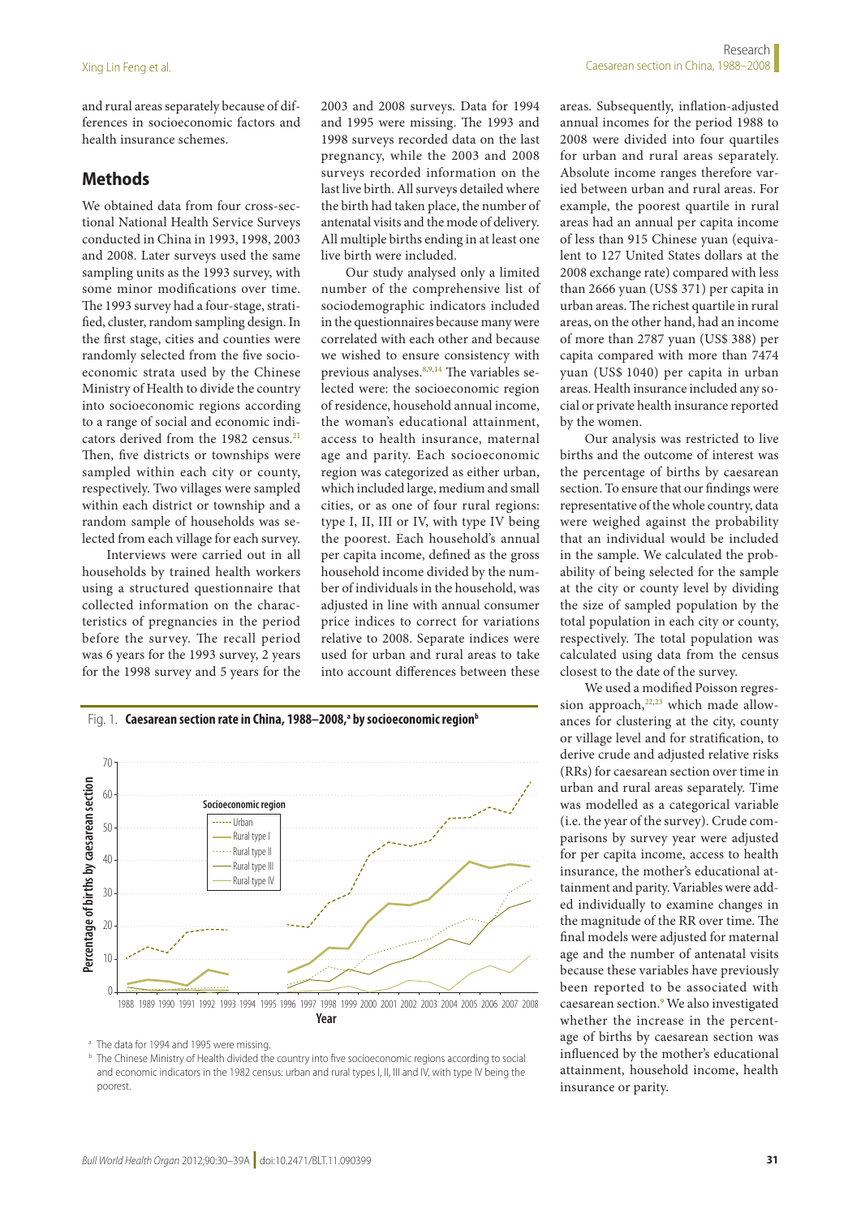and rural areas separately because of differences in socioeconomic factors and health insurance schemes.

## Methods

We obtained data from four cross-sectional National Health Service Surveys conducted in China in 1993, 1998, 2003 and 2008. Later surveys used the same sampling units as the 1993 survey, with some minor modifications over time. The 1993 survey had a four-stage, stratified, cluster, random sampling design. In the first stage, cities and counties were randomly selected from the five socioeconomic strata used by the Chinese Ministry of Health to divide the country into socioeconomic regions according to a range of social and economic indicators derived from the 1982 census.[21] Then, five districts or townships were sampled within each city or county, respectively. Two villages were sampled within each district or township and a random sample of households was selected from each village for each survey.

Interviews were carried out in all households by trained health workers using a structured questionnaire that collected information on the characteristics of pregnancies in the period before the survey. The recall period was 6 years for the 1993 survey, 2 years for the 1998 survey and 5 years for the 2003 and 2008 surveys. Data for 1994 and 1995 were missing. The 1993 and 1998 surveys recorded data on the last pregnancy, while the 2003 and 2008 surveys recorded information on the last live birth. All surveys detailed where the birth had taken place, the number of antenatal visits and the mode of delivery. All multiple births ending in at least one live birth were included.

Our study analysed only a limited number of the comprehensive list of sociodemographic indicators included in the questionnaires because many were correlated with each other and because we wished to ensure consistency with previous analyses.[8,9,14] The variables selected were: the socioeconomic region of residence, household annual income, the woman's educational attainment, access to health insurance, maternal age and parity. Each socioeconomic region was categorized as either urban, which included large, medium and small cities, or as one of four rural regions: type I, II, III or IV, with type IV being the poorest. Each household's annual per capita income, defined as the gross household income divided by the number of individuals in the household, was adjusted in line with annual consumer price indices to correct for variations relative to 2008. Separate indices were used for urban and rural areas to take into account differences between these areas. Subsequently, inflation-adjusted annual incomes for the period 1988 to 2008 were divided into four quartiles for urban and rural areas separately. Absolute income ranges therefore varied between urban and rural areas. For example, the poorest quartile in rural areas had an annual per capita income of less than 915 Chinese yuan (equivalent to 127 United States dollars at the 2008 exchange rate) compared with less than 2666 yuan (US$ 371) per capita in urban areas. The richest quartile in rural areas, on the other hand, had an income of more than 2787 yuan (US$ 388) per capita compared with more than 7474 yuan (US$ 1040) per capita in urban areas. Health insurance included any social or private health insurance reported by the women.

Our analysis was restricted to live births and the outcome of interest was the percentage of births by caesarean section. To ensure that our findings were representative of the whole country, data were weighed against the probability that an individual would be included in the sample. We calculated the probability of being selected for the sample at the city or county level by dividing the size of sampled population by the total population in each city or county, respectively. The total population was calculated using data from the census closest to the date of the survey.

We used a modified Poisson regression approach,[22,23] which made allowances for clustering at the city, county or village level and for stratification, to derive crude and adjusted relative risks (RRs) for caesarean section over time in urban and rural areas separately. Time was modelled as a categorical variable (i.e. the year of the survey). Crude comparisons by survey year were adjusted for per capita income, access to health insurance, the mother's educational attainment and parity. Variables were added individually to examine changes in the magnitude of the RR over time. The final models were adjusted for maternal age and the number of antenatal visits because these variables have previously been reported to be associated with caesarean section.[9] We also investigated whether the increase in the percentage of births by caesarean section was influenced by the mother's educational attainment, household income, health insurance or parity.

Fig. 1. **Caesarean section rate in China, 1988–2008,[a] by socioeconomic region[b]**

[a] The data for 1994 and 1995 were missing.

[b] The Chinese Ministry of Health divided the country into five socioeconomic regions according to social and economic indicators in the 1982 census: urban and rural types I, II, III and IV, with type IV being the poorest.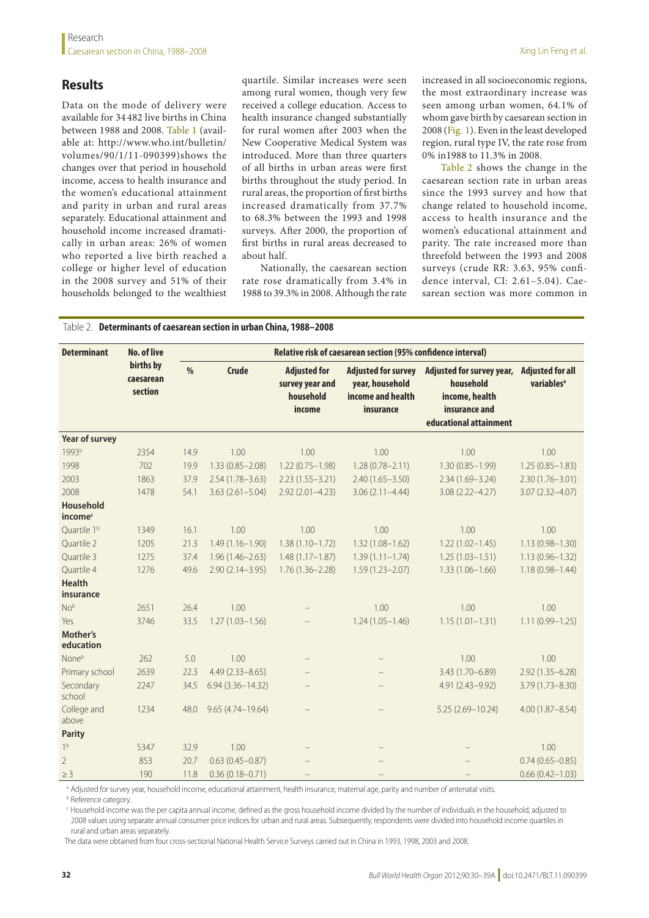## Results

Data on the mode of delivery were available for 34 482 live births in China between 1988 and 2008. Table 1 (available at: http://www.who.int/bulletin/volumes/90/1/11-090399)shows the changes over that period in household income, access to health insurance and the women's educational attainment and parity in urban and rural areas separately. Educational attainment and household income increased dramatically in urban areas: 26% of women who reported a live birth reached a college or higher level of education in the 2008 survey and 51% of their households belonged to the wealthiest quartile. Similar increases were seen among rural women, though very few received a college education. Access to health insurance changed substantially for rural women after 2003 when the New Cooperative Medical System was introduced. More than three quarters of all births in urban areas were first births throughout the study period. In rural areas, the proportion of first births increased dramatically from 37.7% to 68.3% between the 1993 and 1998 surveys. After 2000, the proportion of first births in rural areas decreased to about half.

Nationally, the caesarean section rate rose dramatically from 3.4% in 1988 to 39.3% in 2008. Although the rate increased in all socioeconomic regions, the most extraordinary increase was seen among urban women, 64.1% of whom gave birth by caesarean section in 2008 (Fig. 1). Even in the least developed region, rural type IV, the rate rose from 0% in1988 to 11.3% in 2008.

Table 2 shows the change in the caesarean section rate in urban areas since the 1993 survey and how that change related to household income, access to health insurance and the women's educational attainment and parity. The rate increased more than threefold between the 1993 and 2008 surveys (crude RR: 3.63, 95% confidence interval, CI: 2.61–5.04). Caesarean section was more common in

Table 2. **Determinants of caesarean section in urban China, 1988–2008**

| Determinant | No. of live births by caesarean section | Relative risk of caesarean section (95% confidence interval) | | | | | |
|---|---|---|---|---|---|---|---|
| | | % | Crude | Adjusted for survey year and household income | Adjusted for survey year, household income and health insurance | Adjusted for survey year, household income, health insurance and educational attainment | Adjusted for all variables[a] |
| **Year of survey** | | | | | | | |
| 1993[b] | 2354 | 14.9 | 1.00 | 1.00 | 1.00 | 1.00 | 1.00 |
| 1998 | 702 | 19.9 | 1.33 (0.85–2.08) | 1.22 (0.75–1.98) | 1.28 (0.78–2.11) | 1.30 (0.85–1.99) | 1.25 (0.85–1.83) |
| 2003 | 1863 | 37.9 | 2.54 (1.78–3.63) | 2.23 (1.55–3.21) | 2.40 (1.65–3.50) | 2.34 (1.69–3.24) | 2.30 (1.76–3.01) |
| 2008 | 1478 | 54.1 | 3.63 (2.61–5.04) | 2.92 (2.01–4.23) | 3.06 (2.11–4.44) | 3.08 (2.22–4.27) | 3.07 (2.32–4.07) |
| **Household income[c]** | | | | | | | |
| Quartile 1[b] | 1349 | 16.1 | 1.00 | 1.00 | 1.00 | 1.00 | 1.00 |
| Quartile 2 | 1205 | 21.3 | 1.49 (1.16–1.90) | 1.38 (1.10–1.72) | 1.32 (1.08–1.62) | 1.22 (1.02–1.45) | 1.13 (0.98–1.30) |
| Quartile 3 | 1275 | 37.4 | 1.96 (1.46–2.63) | 1.48 (1.17–1.87) | 1.39 (1.11–1.74) | 1.25 (1.03–1.51) | 1.13 (0.96–1.32) |
| Quartile 4 | 1276 | 49.6 | 2.90 (2.14–3.95) | 1.76 (1.36–2.28) | 1.59 (1.23–2.07) | 1.33 (1.06–1.66) | 1.18 (0.98–1.44) |
| **Health insurance** | | | | | | | |
| No[b] | 2651 | 26.4 | 1.00 | – | 1.00 | 1.00 | 1.00 |
| Yes | 3746 | 33.5 | 1.27 (1.03–1.56) | – | 1.24 (1.05–1.46) | 1.15 (1.01–1.31) | 1.11 (0.99–1.25) |
| **Mother's education** | | | | | | | |
| None[b] | 262 | 5.0 | 1.00 | – | – | 1.00 | 1.00 |
| Primary school | 2639 | 22.3 | 4.49 (2.33–8.65) | – | – | 3.43 (1.70–6.89) | 2.92 (1.35–6.28) |
| Secondary school | 2247 | 34.5 | 6.94 (3.36–14.32) | – | – | 4.91 (2.43–9.92) | 3.79 (1.73–8.30) |
| College and above | 1234 | 48.0 | 9.65 (4.74–19.64) | – | – | 5.25 (2.69–10.24) | 4.00 (1.87–8.54) |
| **Parity** | | | | | | | |
| 1[b] | 5347 | 32.9 | 1.00 | – | – | – | 1.00 |
| 2 | 853 | 20.7 | 0.63 (0.45–0.87) | – | – | – | 0.74 (0.65–0.85) |
| ≥ 3 | 190 | 11.8 | 0.36 (0.18–0.71) | – | – | – | 0.66 (0.42–1.03) |

[a] Adjusted for survey year, household income, educational attainment, health insurance, maternal age, parity and number of antenatal visits.

[b] Reference category.

[c] Household income was the per capita annual income, defined as the gross household income divided by the number of individuals in the household, adjusted to 2008 values using separate annual consumer price indices for urban and rural areas. Subsequently, respondents were divided into household income quartiles in rural and urban areas separately.

The data were obtained from four cross-sectional National Health Service Surveys carried out in China in 1993, 1998, 2003 and 2008.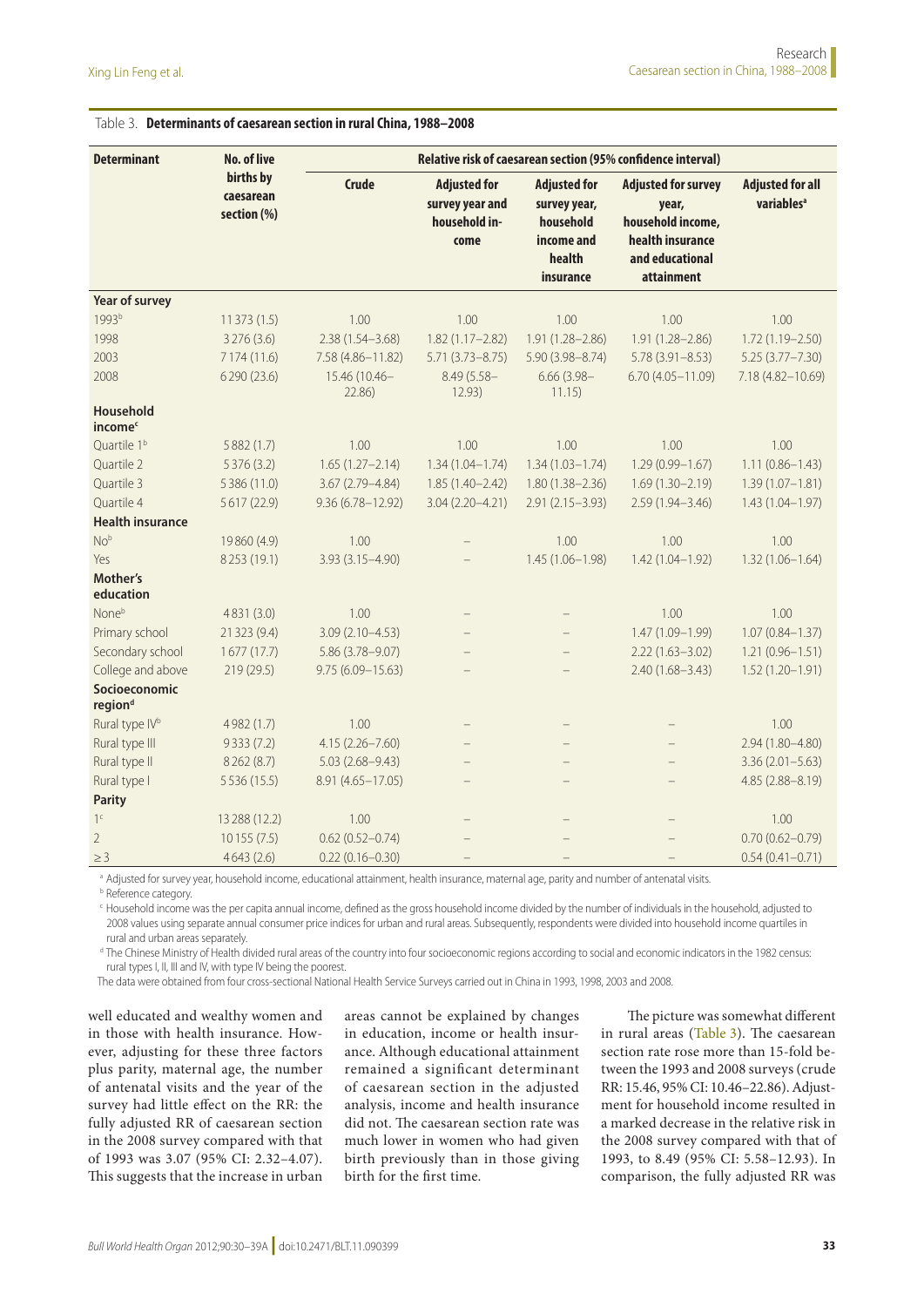Table 3. **Determinants of caesarean section in rural China, 1988–2008**

| Determinant | No. of live births by caesarean section (%) | Relative risk of caesarean section (95% confidence interval) | | | | |
|---|---|---|---|---|---|---|
| | | Crude | Adjusted for survey year and household income | Adjusted for survey year, household income and health insurance | Adjusted for survey year, household income, health insurance and educational attainment | Adjusted for all variables[a] |
| **Year of survey** | | | | | | |
| 1993[b] | 11 373 (1.5) | 1.00 | 1.00 | 1.00 | 1.00 | 1.00 |
| 1998 | 3 276 (3.6) | 2.38 (1.54–3.68) | 1.82 (1.17–2.82) | 1.91 (1.28–2.86) | 1.91 (1.28–2.86) | 1.72 (1.19–2.50) |
| 2003 | 7 174 (11.6) | 7.58 (4.86–11.82) | 5.71 (3.73–8.75) | 5.90 (3.98–8.74) | 5.78 (3.91–8.53) | 5.25 (3.77–7.30) |
| 2008 | 6 290 (23.6) | 15.46 (10.46–22.86) | 8.49 (5.58–12.93) | 6.66 (3.98–11.15) | 6.70 (4.05–11.09) | 7.18 (4.82–10.69) |
| **Household income**[c] | | | | | | |
| Quartile 1[b] | 5 882 (1.7) | 1.00 | 1.00 | 1.00 | 1.00 | 1.00 |
| Quartile 2 | 5 376 (3.2) | 1.65 (1.27–2.14) | 1.34 (1.04–1.74) | 1.34 (1.03–1.74) | 1.29 (0.99–1.67) | 1.11 (0.86–1.43) |
| Quartile 3 | 5 386 (11.0) | 3.67 (2.79–4.84) | 1.85 (1.40–2.42) | 1.80 (1.38–2.36) | 1.69 (1.30–2.19) | 1.39 (1.07–1.81) |
| Quartile 4 | 5 617 (22.9) | 9.36 (6.78–12.92) | 3.04 (2.20–4.21) | 2.91 (2.15–3.93) | 2.59 (1.94–3.46) | 1.43 (1.04–1.97) |
| **Health insurance** | | | | | | |
| No[b] | 19 860 (4.9) | 1.00 | – | 1.00 | 1.00 | 1.00 |
| Yes | 8 253 (19.1) | 3.93 (3.15–4.90) | – | 1.45 (1.06–1.98) | 1.42 (1.04–1.92) | 1.32 (1.06–1.64) |
| **Mother's education** | | | | | | |
| None[b] | 4 831 (3.0) | 1.00 | – | – | 1.00 | 1.00 |
| Primary school | 21 323 (9.4) | 3.09 (2.10–4.53) | – | – | 1.47 (1.09–1.99) | 1.07 (0.84–1.37) |
| Secondary school | 1 677 (17.7) | 5.86 (3.78–9.07) | – | – | 2.22 (1.63–3.02) | 1.21 (0.96–1.51) |
| College and above | 219 (29.5) | 9.75 (6.09–15.63) | – | – | 2.40 (1.68–3.43) | 1.52 (1.20–1.91) |
| **Socioeconomic region**[d] | | | | | | |
| Rural type IV[b] | 4 982 (1.7) | 1.00 | – | – | – | 1.00 |
| Rural type III | 9 333 (7.2) | 4.15 (2.26–7.60) | – | – | – | 2.94 (1.80–4.80) |
| Rural type II | 8 262 (8.7) | 5.03 (2.68–9.43) | – | – | – | 3.36 (2.01–5.63) |
| Rural type I | 5 536 (15.5) | 8.91 (4.65–17.05) | – | – | – | 4.85 (2.88–8.19) |
| **Parity** | | | | | | |
| 1[c] | 13 288 (12.2) | 1.00 | – | – | – | 1.00 |
| 2 | 10 155 (7.5) | 0.62 (0.52–0.74) | – | – | – | 0.70 (0.62–0.79) |
| ≥ 3 | 4 643 (2.6) | 0.22 (0.16–0.30) | – | – | – | 0.54 (0.41–0.71) |

[a] Adjusted for survey year, household income, educational attainment, health insurance, maternal age, parity and number of antenatal visits.

[b] Reference category.

[c] Household income was the per capita annual income, defined as the gross household income divided by the number of individuals in the household, adjusted to 2008 values using separate annual consumer price indices for urban and rural areas. Subsequently, respondents were divided into household income quartiles in rural and urban areas separately.

[d] The Chinese Ministry of Health divided rural areas of the country into four socioeconomic regions according to social and economic indicators in the 1982 census: rural types I, II, III and IV, with type IV being the poorest.

The data were obtained from four cross-sectional National Health Service Surveys carried out in China in 1993, 1998, 2003 and 2008.

well educated and wealthy women and in those with health insurance. However, adjusting for these three factors plus parity, maternal age, the number of antenatal visits and the year of the survey had little effect on the RR: the fully adjusted RR of caesarean section in the 2008 survey compared with that of 1993 was 3.07 (95% CI: 2.32–4.07). This suggests that the increase in urban areas cannot be explained by changes in education, income or health insurance. Although educational attainment remained a significant determinant of caesarean section in the adjusted analysis, income and health insurance did not. The caesarean section rate was much lower in women who had given birth previously than in those giving birth for the first time.

The picture was somewhat different in rural areas (Table 3). The caesarean section rate rose more than 15-fold between the 1993 and 2008 surveys (crude RR: 15.46, 95% CI: 10.46–22.86). Adjustment for household income resulted in a marked decrease in the relative risk in the 2008 survey compared with that of 1993, to 8.49 (95% CI: 5.58–12.93). In comparison, the fully adjusted RR was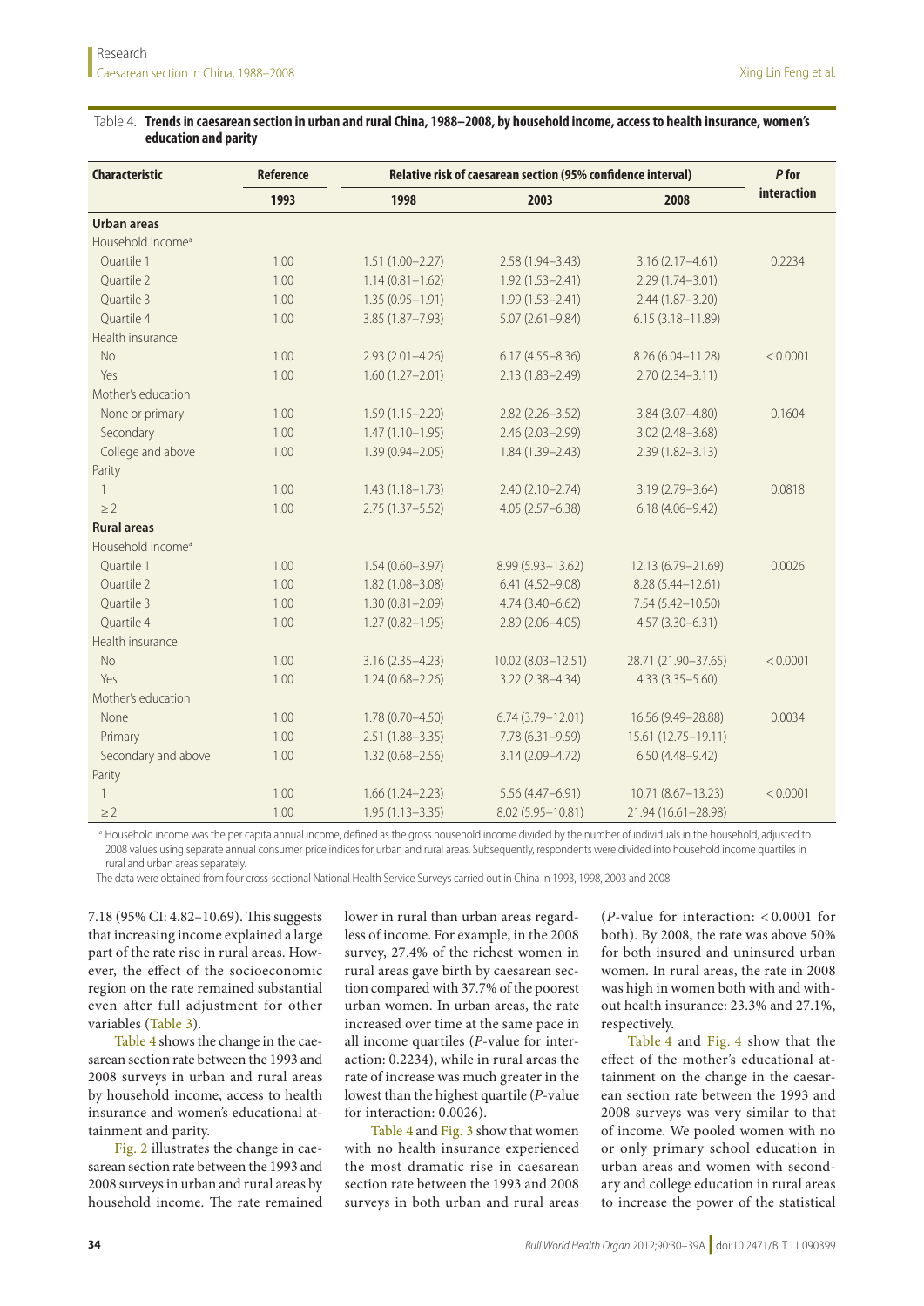Table 4. **Trends in caesarean section in urban and rural China, 1988–2008, by household income, access to health insurance, women's education and parity**

| Characteristic | Reference | Relative risk of caesarean section (95% confidence interval) | | | P for interaction |
|---|---|---|---|---|---|
| | 1993 | 1998 | 2003 | 2008 | |
| **Urban areas** | | | | | |
| Household income[a] | | | | | |
| Quartile 1 | 1.00 | 1.51 (1.00–2.27) | 2.58 (1.94–3.43) | 3.16 (2.17–4.61) | 0.2234 |
| Quartile 2 | 1.00 | 1.14 (0.81–1.62) | 1.92 (1.53–2.41) | 2.29 (1.74–3.01) | |
| Quartile 3 | 1.00 | 1.35 (0.95–1.91) | 1.99 (1.53–2.41) | 2.44 (1.87–3.20) | |
| Quartile 4 | 1.00 | 3.85 (1.87–7.93) | 5.07 (2.61–9.84) | 6.15 (3.18–11.89) | |
| Health insurance | | | | | |
| No | 1.00 | 2.93 (2.01–4.26) | 6.17 (4.55–8.36) | 8.26 (6.04–11.28) | < 0.0001 |
| Yes | 1.00 | 1.60 (1.27–2.01) | 2.13 (1.83–2.49) | 2.70 (2.34–3.11) | |
| Mother's education | | | | | |
| None or primary | 1.00 | 1.59 (1.15–2.20) | 2.82 (2.26–3.52) | 3.84 (3.07–4.80) | 0.1604 |
| Secondary | 1.00 | 1.47 (1.10–1.95) | 2.46 (2.03–2.99) | 3.02 (2.48–3.68) | |
| College and above | 1.00 | 1.39 (0.94–2.05) | 1.84 (1.39–2.43) | 2.39 (1.82–3.13) | |
| Parity | | | | | |
| 1 | 1.00 | 1.43 (1.18–1.73) | 2.40 (2.10–2.74) | 3.19 (2.79–3.64) | 0.0818 |
| ≥ 2 | 1.00 | 2.75 (1.37–5.52) | 4.05 (2.57–6.38) | 6.18 (4.06–9.42) | |
| **Rural areas** | | | | | |
| Household income[a] | | | | | |
| Quartile 1 | 1.00 | 1.54 (0.60–3.97) | 8.99 (5.93–13.62) | 12.13 (6.79–21.69) | 0.0026 |
| Quartile 2 | 1.00 | 1.82 (1.08–3.08) | 6.41 (4.52–9.08) | 8.28 (5.44–12.61) | |
| Quartile 3 | 1.00 | 1.30 (0.81–2.09) | 4.74 (3.40–6.62) | 7.54 (5.42–10.50) | |
| Quartile 4 | 1.00 | 1.27 (0.82–1.95) | 2.89 (2.06–4.05) | 4.57 (3.30–6.31) | |
| Health insurance | | | | | |
| No | 1.00 | 3.16 (2.35–4.23) | 10.02 (8.03–12.51) | 28.71 (21.90–37.65) | < 0.0001 |
| Yes | 1.00 | 1.24 (0.68–2.26) | 3.22 (2.38–4.34) | 4.33 (3.35–5.60) | |
| Mother's education | | | | | |
| None | 1.00 | 1.78 (0.70–4.50) | 6.74 (3.79–12.01) | 16.56 (9.49–28.88) | 0.0034 |
| Primary | 1.00 | 2.51 (1.88–3.35) | 7.78 (6.31–9.59) | 15.61 (12.75–19.11) | |
| Secondary and above | 1.00 | 1.32 (0.68–2.56) | 3.14 (2.09–4.72) | 6.50 (4.48–9.42) | |
| Parity | | | | | |
| 1 | 1.00 | 1.66 (1.24–2.23) | 5.56 (4.47–6.91) | 10.71 (8.67–13.23) | < 0.0001 |
| ≥ 2 | 1.00 | 1.95 (1.13–3.35) | 8.02 (5.95–10.81) | 21.94 (16.61–28.98) | |

[a] Household income was the per capita annual income, defined as the gross household income divided by the number of individuals in the household, adjusted to 2008 values using separate annual consumer price indices for urban and rural areas. Subsequently, respondents were divided into household income quartiles in rural and urban areas separately.

The data were obtained from four cross-sectional National Health Service Surveys carried out in China in 1993, 1998, 2003 and 2008.

7.18 (95% CI: 4.82–10.69). This suggests that increasing income explained a large part of the rate rise in rural areas. However, the effect of the socioeconomic region on the rate remained substantial even after full adjustment for other variables (Table 3).

Table 4 shows the change in the caesarean section rate between the 1993 and 2008 surveys in urban and rural areas by household income, access to health insurance and women's educational attainment and parity.

Fig. 2 illustrates the change in caesarean section rate between the 1993 and 2008 surveys in urban and rural areas by household income. The rate remained lower in rural than urban areas regardless of income. For example, in the 2008 survey, 27.4% of the richest women in rural areas gave birth by caesarean section compared with 37.7% of the poorest urban women. In urban areas, the rate increased over time at the same pace in all income quartiles (*P*-value for interaction: 0.2234), while in rural areas the rate of increase was much greater in the lowest than the highest quartile (*P*-value for interaction: 0.0026).

Table 4 and Fig. 3 show that women with no health insurance experienced the most dramatic rise in caesarean section rate between the 1993 and 2008 surveys in both urban and rural areas (*P*-value for interaction: < 0.0001 for both). By 2008, the rate was above 50% for both insured and uninsured urban women. In rural areas, the rate in 2008 was high in women both with and without health insurance: 23.3% and 27.1%, respectively.

Table 4 and Fig. 4 show that the effect of the mother's educational attainment on the change in the caesarean section rate between the 1993 and 2008 surveys was very similar to that of income. We pooled women with no or only primary school education in urban areas and women with secondary and college education in rural areas to increase the power of the statistical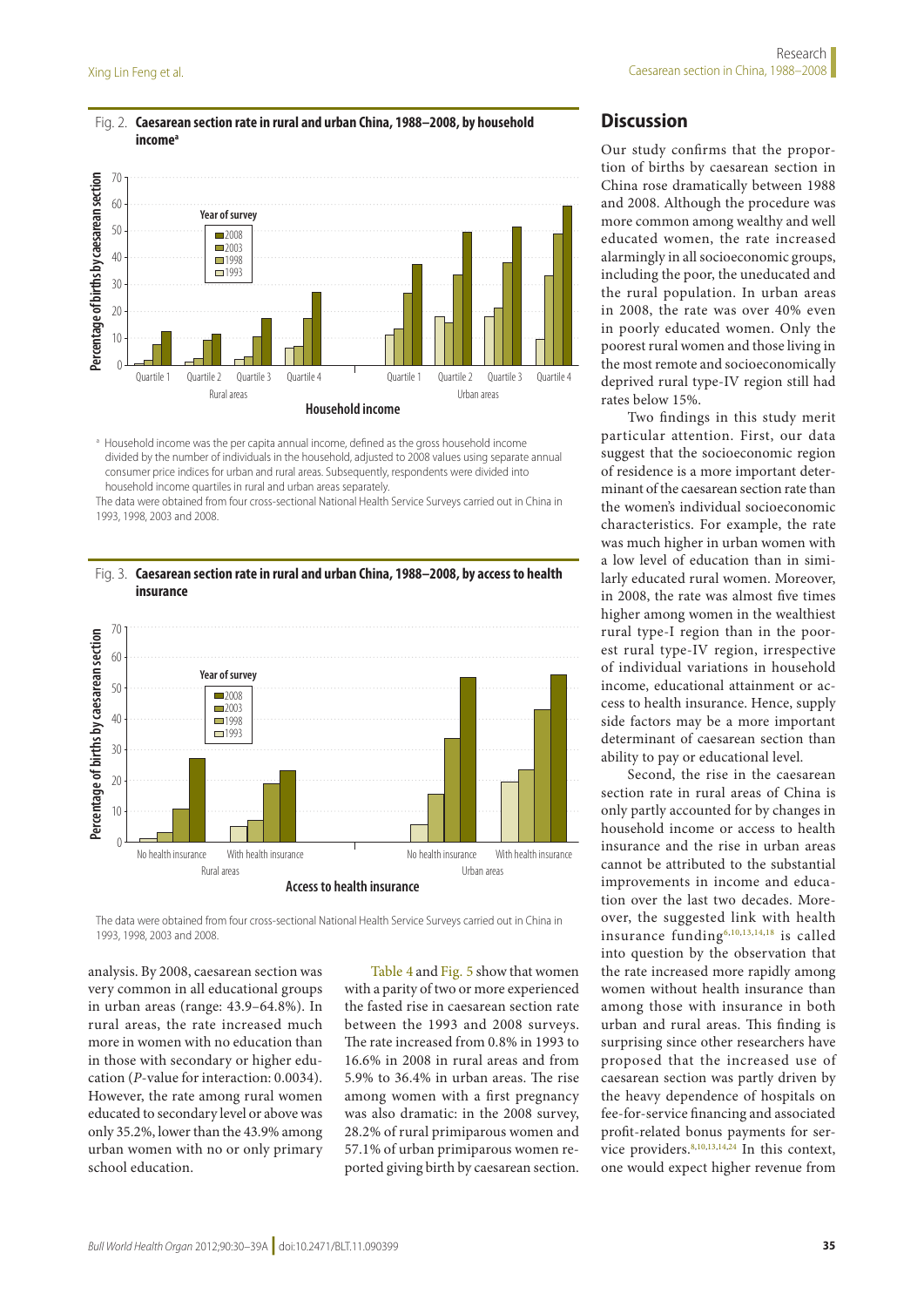Fig. 2. **Caesarean section rate in rural and urban China, 1988–2008, by household income**[a]

[a] Household income was the per capita annual income, defined as the gross household income divided by the number of individuals in the household, adjusted to 2008 values using separate annual consumer price indices for urban and rural areas. Subsequently, respondents were divided into household income quartiles in rural and urban areas separately.

The data were obtained from four cross-sectional National Health Service Surveys carried out in China in 1993, 1998, 2003 and 2008.

Fig. 3. **Caesarean section rate in rural and urban China, 1988–2008, by access to health insurance**

The data were obtained from four cross-sectional National Health Service Surveys carried out in China in 1993, 1998, 2003 and 2008.

analysis. By 2008, caesarean section was very common in all educational groups in urban areas (range: 43.9–64.8%). In rural areas, the rate increased much more in women with no education than in those with secondary or higher education (*P*-value for interaction: 0.0034). However, the rate among rural women educated to secondary level or above was only 35.2%, lower than the 43.9% among urban women with no or only primary school education.

Table 4 and Fig. 5 show that women with a parity of two or more experienced the fasted rise in caesarean section rate between the 1993 and 2008 surveys. The rate increased from 0.8% in 1993 to 16.6% in 2008 in rural areas and from 5.9% to 36.4% in urban areas. The rise among women with a first pregnancy was also dramatic: in the 2008 survey, 28.2% of rural primiparous women and 57.1% of urban primiparous women reported giving birth by caesarean section.

## Discussion

Our study confirms that the proportion of births by caesarean section in China rose dramatically between 1988 and 2008. Although the procedure was more common among wealthy and well educated women, the rate increased alarmingly in all socioeconomic groups, including the poor, the uneducated and the rural population. In urban areas in 2008, the rate was over 40% even in poorly educated women. Only the poorest rural women and those living in the most remote and socioeconomically deprived rural type-IV region still had rates below 15%.

Two findings in this study merit particular attention. First, our data suggest that the socioeconomic region of residence is a more important determinant of the caesarean section rate than the women's individual socioeconomic characteristics. For example, the rate was much higher in urban women with a low level of education than in similarly educated rural women. Moreover, in 2008, the rate was almost five times higher among women in the wealthiest rural type-I region than in the poorest rural type-IV region, irrespective of individual variations in household income, educational attainment or access to health insurance. Hence, supply side factors may be a more important determinant of caesarean section than ability to pay or educational level.

Second, the rise in the caesarean section rate in rural areas of China is only partly accounted for by changes in household income or access to health insurance and the rise in urban areas cannot be attributed to the substantial improvements in income and education over the last two decades. Moreover, the suggested link with health insurance funding[6,10,13,14,18] is called into question by the observation that the rate increased more rapidly among women without health insurance than among those with insurance in both urban and rural areas. This finding is surprising since other researchers have proposed that the increased use of caesarean section was partly driven by the heavy dependence of hospitals on fee-for-service financing and associated profit-related bonus payments for service providers.[8,10,13,14,24] In this context, one would expect higher revenue from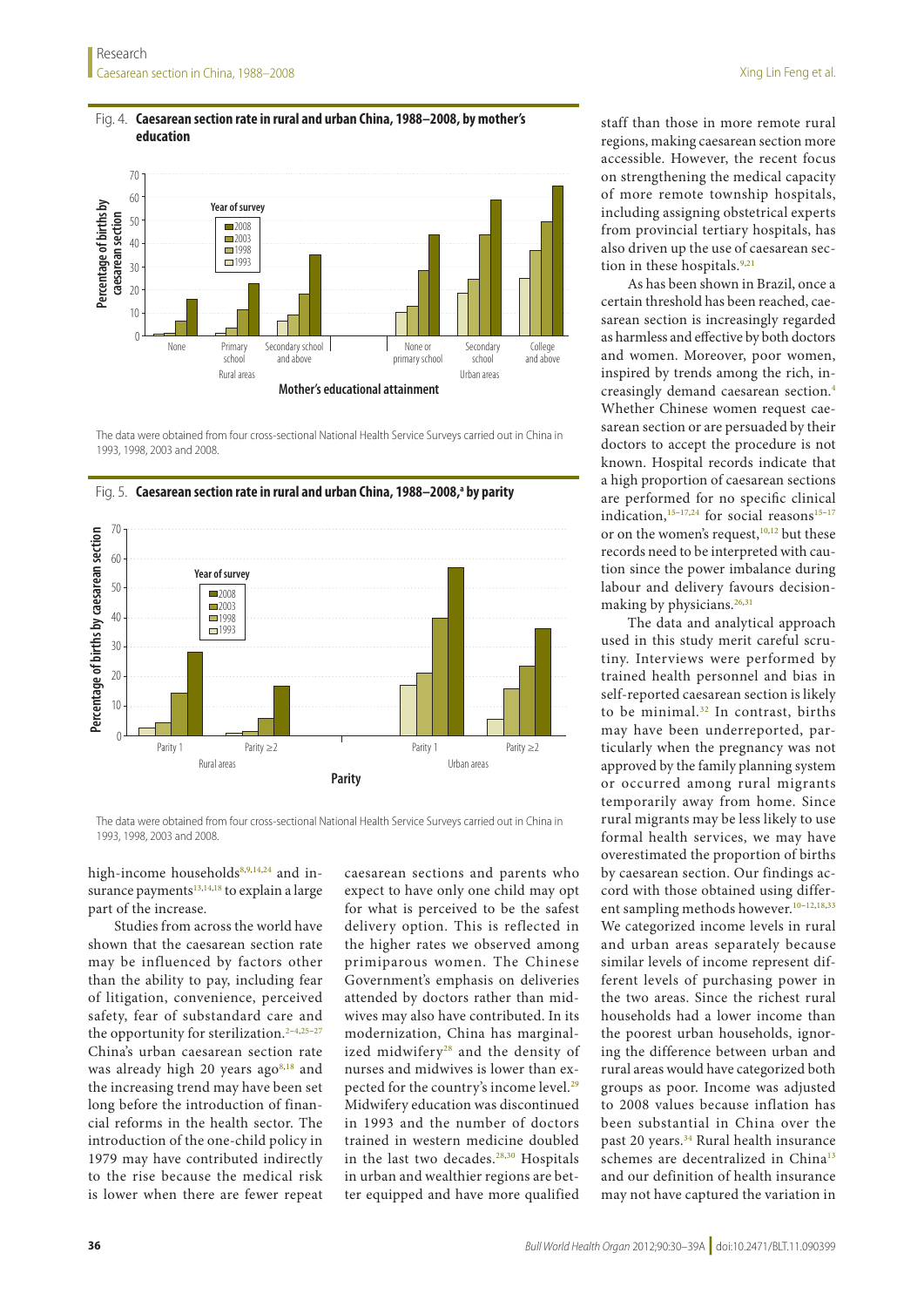Fig. 4. **Caesarean section rate in rural and urban China, 1988–2008, by mother's education**

The data were obtained from four cross-sectional National Health Service Surveys carried out in China in 1993, 1998, 2003 and 2008.

Fig. 5. **Caesarean section rate in rural and urban China, 1988–2008,[a] by parity**

The data were obtained from four cross-sectional National Health Service Surveys carried out in China in 1993, 1998, 2003 and 2008.

high-income households[8,9,14,24] and insurance payments[13,14,18] to explain a large part of the increase.

Studies from across the world have shown that the caesarean section rate may be influenced by factors other than the ability to pay, including fear of litigation, convenience, perceived safety, fear of substandard care and the opportunity for sterilization.[2–4,25–27] China's urban caesarean section rate was already high 20 years ago[8,18] and the increasing trend may have been set long before the introduction of financial reforms in the health sector. The introduction of the one-child policy in 1979 may have contributed indirectly to the rise because the medical risk is lower when there are fewer repeat caesarean sections and parents who expect to have only one child may opt for what is perceived to be the safest delivery option. This is reflected in the higher rates we observed among primiparous women. The Chinese Government's emphasis on deliveries attended by doctors rather than midwives may also have contributed. In its modernization, China has marginalized midwifery[28] and the density of nurses and midwives is lower than expected for the country's income level.[29] Midwifery education was discontinued in 1993 and the number of doctors trained in western medicine doubled in the last two decades.[28,30] Hospitals in urban and wealthier regions are better equipped and have more qualified staff than those in more remote rural regions, making caesarean section more accessible. However, the recent focus on strengthening the medical capacity of more remote township hospitals, including assigning obstetrical experts from provincial tertiary hospitals, has also driven up the use of caesarean section in these hospitals.[9,21]

As has been shown in Brazil, once a certain threshold has been reached, caesarean section is increasingly regarded as harmless and effective by both doctors and women. Moreover, poor women, inspired by trends among the rich, increasingly demand caesarean section.[4] Whether Chinese women request caesarean section or are persuaded by their doctors to accept the procedure is not known. Hospital records indicate that a high proportion of caesarean sections are performed for no specific clinical indication,[15–17,24] for social reasons[15–17] or on the women's request,[10,12] but these records need to be interpreted with caution since the power imbalance during labour and delivery favours decision-making by physicians.[26,31]

The data and analytical approach used in this study merit careful scrutiny. Interviews were performed by trained health personnel and bias in self-reported caesarean section is likely to be minimal.[32] In contrast, births may have been underreported, particularly when the pregnancy was not approved by the family planning system or occurred among rural migrants temporarily away from home. Since rural migrants may be less likely to use formal health services, we may have overestimated the proportion of births by caesarean section. Our findings accord with those obtained using different sampling methods however.[10–12,18,33] We categorized income levels in rural and urban areas separately because similar levels of income represent different levels of purchasing power in the two areas. Since the richest rural households had a lower income than the poorest urban households, ignoring the difference between urban and rural areas would have categorized both groups as poor. Income was adjusted to 2008 values because inflation has been substantial in China over the past 20 years.[34] Rural health insurance schemes are decentralized in China[13] and our definition of health insurance may not have captured the variation in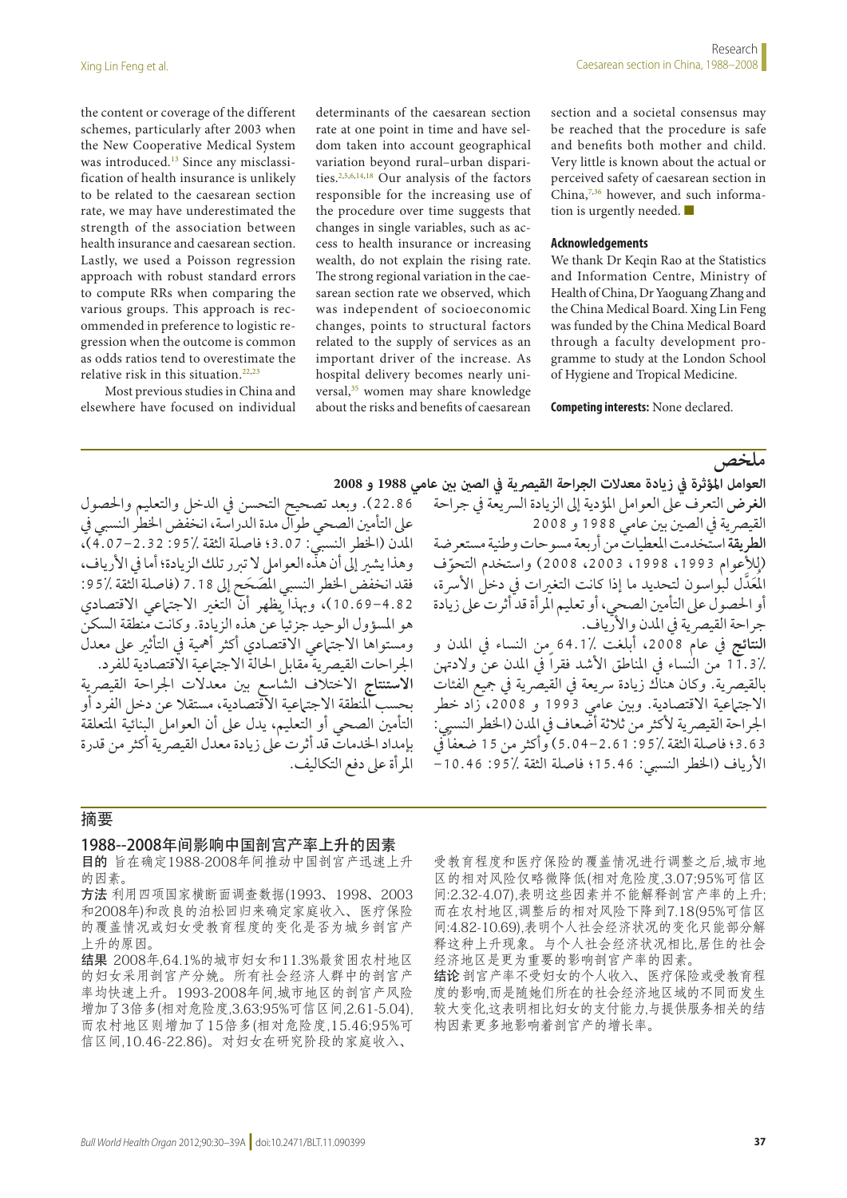the content or coverage of the different schemes, particularly after 2003 when the New Cooperative Medical System was introduced.[13] Since any misclassification of health insurance is unlikely to be related to the caesarean section rate, we may have underestimated the strength of the association between health insurance and caesarean section. Lastly, we used a Poisson regression approach with robust standard errors to compute RRs when comparing the various groups. This approach is recommended in preference to logistic regression when the outcome is common as odds ratios tend to overestimate the relative risk in this situation.[22,23]

Most previous studies in China and elsewhere have focused on individual determinants of the caesarean section rate at one point in time and have seldom taken into account geographical variation beyond rural–urban disparities.[2,5,6,14,18] Our analysis of the factors responsible for the increasing use of the procedure over time suggests that changes in single variables, such as access to health insurance or increasing wealth, do not explain the rising rate. The strong regional variation in the caesarean section rate we observed, which was independent of socioeconomic changes, points to structural factors related to the supply of services as an important driver of the increase. As hospital delivery becomes nearly universal,[35] women may share knowledge about the risks and benefits of caesarean section and a societal consensus may be reached that the procedure is safe and benefits both mother and child. Very little is known about the actual or perceived safety of caesarean section in China,[7,36] however, and such information is urgently needed. ■

#### Acknowledgements

We thank Dr Keqin Rao at the Statistics and Information Centre, Ministry of Health of China, Dr Yaoguang Zhang and the China Medical Board. Xing Lin Feng was funded by the China Medical Board through a faculty development programme to study at the London School of Hygiene and Tropical Medicine.

**Competing interests:** None declared.

## ملخص

### العوامل المؤثرة في زيادة معدلات الجراحة القيصرية في الصين بين عامي 1988 و 2008

**الغرض** التعرف على العوامل المؤدية إلى الزيادة السريعة في جراحة القيصرية في الصين بين عامي 1988 و 2008

**الطريقة** استخدمت المعطيات من أربعة مسوحات وطنية مستعرضة (للأعوام 1993، 1998، 2003، 2008) واستخدم التحوّف المُعَدَّل لبواسون لتحديد ما إذا كانت التغيرات في دخل الأسرة، أو الحصول على التأمين الصحي، أو تعليم المرأة قد أثرت على زيادة جراحة القيصرية في المدن والأرياف.

**النتائج** في عام 2008، أبلغت 64.1٪ من النساء في المدن و 11.3٪ من النساء في المناطق الأشد فقراً في المدن عن ولادتهن بالقيصرية. وكان هناك زيادة سريعة في القيصرية في جميع الفئات الاجتماعية الاقتصادية. وبين عامي 1993 و 2008، زاد خطر الجراحة القيصرية لأكثر من ثلاثة أضعاف في المدن (الخطر النسبي: 3.63؛ فاصلة الثقة 95٪: 2.61–5.04) وأكثر من 15 ضعفاً في الأرياف (الخطر النسبي: 15.46؛ فاصلة الثقة 95٪: 10.46–22.86). وبعد تصحيح التحسن في الدخل والتعليم والحصول على التأمين الصحي طوال مدة الدراسة، انخفض الخطر النسبي في المدن (الخطر النسبي: 3.07؛ فاصلة الثقة 95٪: 2.32–4.07)، وهذا يشير إلى أن هذه العوامل لا تبرر تلك الزيادة؛ أما في الأرياف، فقد انخفض الخطر النسبي المُصَحَّح إلى 7.18 (فاصلة الثقة 95٪: 4.82–10.69)، وبهذا يظهر أن التغير الاجتماعي الاقتصادي هو المسؤول الوحيد جزئياً عن هذه الزيادة. وكانت منطقة السكن ومستواها الاجتماعي الاقتصادي أكثر أهمية في التأثير على معدل الجراحات القيصرية مقابل الحالة الاجتماعية الاقتصادية للفرد.

**الاستنتاج** الاختلاف الشاسع بين معدلات الجراحة القيصرية بحسب المنطقة الاجتماعية الاقتصادية، مستقلا عن دخل الفرد أو التأمين الصحي أو التعليم، يدل على أن العوامل البنائية المتعلقة بإمداد الخدمات قد أثرت على زيادة معدل القيصرية أكثر من قدرة المرأة على دفع التكاليف.

## 摘要

### 1988--2008年间影响中国剖宫产率上升的因素

**目的** 旨在确定1988-2008年间推动中国剖宫产迅速上升的因素。

**方法** 利用四项国家横断面调查数据(1993、1998、2003和2008年)和改良的泊松回归来确定家庭收入、医疗保险的覆盖情况或妇女受教育程度的变化是否为城乡剖宫产上升的原因。

**结果** 2008年,64.1%的城市妇女和11.3%最贫困农村地区的妇女采用剖宫产分娩。所有社会经济人群中的剖宫产率均快速上升。1993-2008年间,城市地区的剖宫产风险增加了3倍多(相对危险度,3.63;95%可信区间,2.61-5.04),而农村地区则增加了15倍多(相对危险度,15.46;95%可信区间,10.46-22.86)。对妇女在研究阶段的家庭收入、受教育程度和医疗保险的覆盖情况进行调整之后,城市地区的相对风险仅略微降低(相对危险度,3.07;95%可信区间:2.32-4.07),表明这些因素并不能解释剖宫产率的上升;而在农村地区,调整后的相对风险下降到7.18(95%可信区间:4.82-10.69),表明个人社会经济状况的变化只能部分解释这种上升现象。与个人社会经济状况相比,居住的社会经济地区是更为重要的影响剖宫产率的因素。

**结论** 剖宫产率不受妇女的个人收入、医疗保险或受教育程度的影响,而是随她们所在的社会经济地区域的不同而发生较大变化,这表明相比妇女的支付能力,与提供服务相关的结构因素更多地影响着剖宫产的增长率。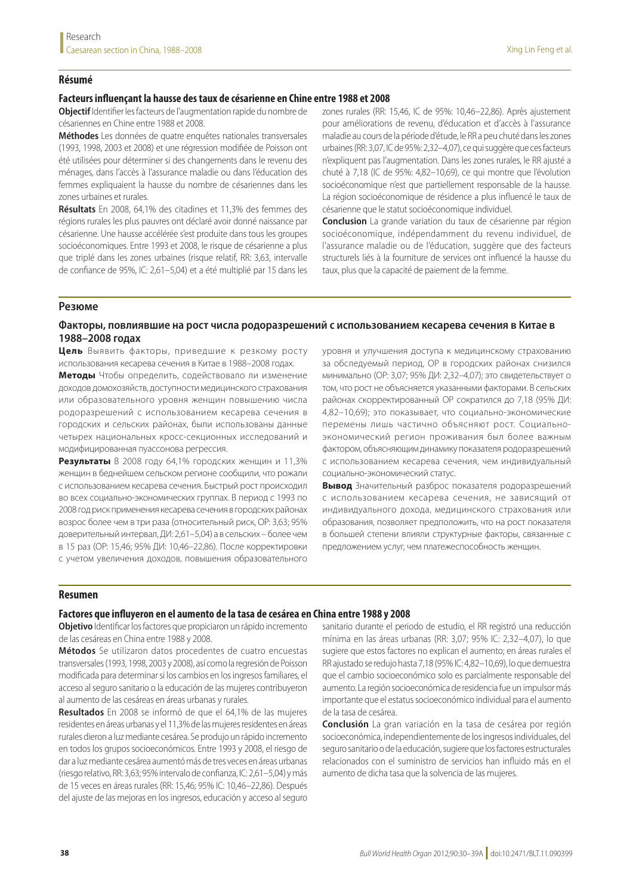## Résumé

### Facteurs influençant la hausse des taux de césarienne en Chine entre 1988 et 2008

**Objectif** Identifier les facteurs de l'augmentation rapide du nombre de césariennes en Chine entre 1988 et 2008.

**Méthodes** Les données de quatre enquêtes nationales transversales (1993, 1998, 2003 et 2008) et une régression modifiée de Poisson ont été utilisées pour déterminer si des changements dans le revenu des ménages, dans l'accès à l'assurance maladie ou dans l'éducation des femmes expliquaient la hausse du nombre de césariennes dans les zones urbaines et rurales.

**Résultats** En 2008, 64,1% des citadines et 11,3% des femmes des régions rurales les plus pauvres ont déclaré avoir donné naissance par césarienne. Une hausse accélérée s'est produite dans tous les groupes socioéconomiques. Entre 1993 et 2008, le risque de césarienne a plus que triplé dans les zones urbaines (risque relatif, RR: 3,63, intervalle de confiance de 95%, IC: 2,61–5,04) et a été multiplié par 15 dans les zones rurales (RR: 15,46, IC de 95%: 10,46–22,86). Après ajustement pour améliorations de revenu, d'éducation et d'accès à l'assurance maladie au cours de la période d'étude, le RR a peu chuté dans les zones urbaines (RR: 3,07, IC de 95%: 2,32–4,07), ce qui suggère que ces facteurs n'expliquent pas l'augmentation. Dans les zones rurales, le RR ajusté a chuté à 7,18 (IC de 95%: 4,82–10,69), ce qui montre que l'évolution socioéconomique n'est que partiellement responsable de la hausse. La région socioéconomique de résidence a plus influencé le taux de césarienne que le statut socioéconomique individuel.

**Conclusion** La grande variation du taux de césarienne par région socioéconomique, indépendamment du revenu individuel, de l'assurance maladie ou de l'éducation, suggère que des facteurs structurels liés à la fourniture de services ont influencé la hausse du taux, plus que la capacité de paiement de la femme.

## Резюме

### Факторы, повлиявшие на рост числа родоразрешений с использованием кесарева сечения в Китае в 1988–2008 годах

**Цель** Выявить факторы, приведшие к резкому росту использования кесарева сечения в Китае в 1988–2008 годах.

**Методы** Чтобы определить, содействовало ли изменение доходов домохозяйств, доступности медицинского страхования или образовательного уровня женщин повышению числа родоразрешений с использованием кесарева сечения в городских и сельских районах, были использованы данные четырех национальных кросс-секционных исследований и модифицированная пуассонова регрессия.

**Результаты** В 2008 году 64,1% городских женщин и 11,3% женщин в беднейшем сельском регионе сообщили, что рожали с использованием кесарева сечения. Быстрый рост происходил во всех социально-экономических группах. В период с 1993 по 2008 год риск применения кесарева сечения в городских районах возрос более чем в три раза (относительный риск, ОР: 3,63; 95% доверительный интервал, ДИ: 2,61–5,04) а в сельских – более чем в 15 раз (ОР: 15,46; 95% ДИ: 10,46–22,86). После корректировки с учетом увеличения доходов, повышения образовательного уровня и улучшения доступа к медицинскому страхованию за обследуемый период, ОР в городских районах снизился минимально (ОР: 3,07; 95% ДИ: 2,32–4,07); это свидетельствует о том, что рост не объясняется указанными факторами. В сельских районах скорректированный ОР сократился до 7,18 (95% ДИ: 4,82–10,69); это показывает, что социально-экономические перемены лишь частично объясняют рост. Социально-экономический регион проживания был более важным фактором, объясняющим динамику показателя родоразрешений с использованием кесарева сечения, чем индивидуальный социально-экономический статус.

**Вывод** Значительный разброс показателя родоразрешений с использованием кесарева сечения, не зависящий от индивидуального дохода, медицинского страхования или образования, позволяет предположить, что на рост показателя в большей степени влияли структурные факторы, связанные с предложением услуг, чем платежеспособность женщин.

## Resumen

### Factores que influyeron en el aumento de la tasa de cesárea en China entre 1988 y 2008

**Objetivo** Identificar los factores que propiciaron un rápido incremento de las cesáreas en China entre 1988 y 2008.

**Métodos** Se utilizaron datos procedentes de cuatro encuestas transversales (1993, 1998, 2003 y 2008), así como la regresión de Poisson modificada para determinar si los cambios en los ingresos familiares, el acceso al seguro sanitario o la educación de las mujeres contribuyeron al aumento de las cesáreas en áreas urbanas y rurales.

**Resultados** En 2008 se informó de que el 64,1% de las mujeres residentes en áreas urbanas y el 11,3% de las mujeres residentes en áreas rurales dieron a luz mediante cesárea. Se produjo un rápido incremento en todos los grupos socioeconómicos. Entre 1993 y 2008, el riesgo de dar a luz mediante cesárea aumentó más de tres veces en áreas urbanas (riesgo relativo, RR: 3,63; 95% intervalo de confianza, IC: 2,61–5,04) y más de 15 veces en áreas rurales (RR: 15,46; 95% IC: 10,46–22,86). Después del ajuste de las mejoras en los ingresos, educación y acceso al seguro sanitario durante el periodo de estudio, el RR registró una reducción mínima en las áreas urbanas (RR: 3,07; 95% IC: 2,32–4,07), lo que sugiere que estos factores no explican el aumento; en áreas rurales el RR ajustado se redujo hasta 7,18 (95% IC: 4,82–10,69), lo que demuestra que el cambio socioeconómico solo es parcialmente responsable del aumento. La región socioeconómica de residencia fue un impulsor más importante que el estatus socioeconómico individual para el aumento de la tasa de cesárea.

**Conclusión** La gran variación en la tasa de cesárea por región socioeconómica, independientemente de los ingresos individuales, del seguro sanitario o de la educación, sugiere que los factores estructurales relacionados con el suministro de servicios han influido más en el aumento de dicha tasa que la solvencia de las mujeres.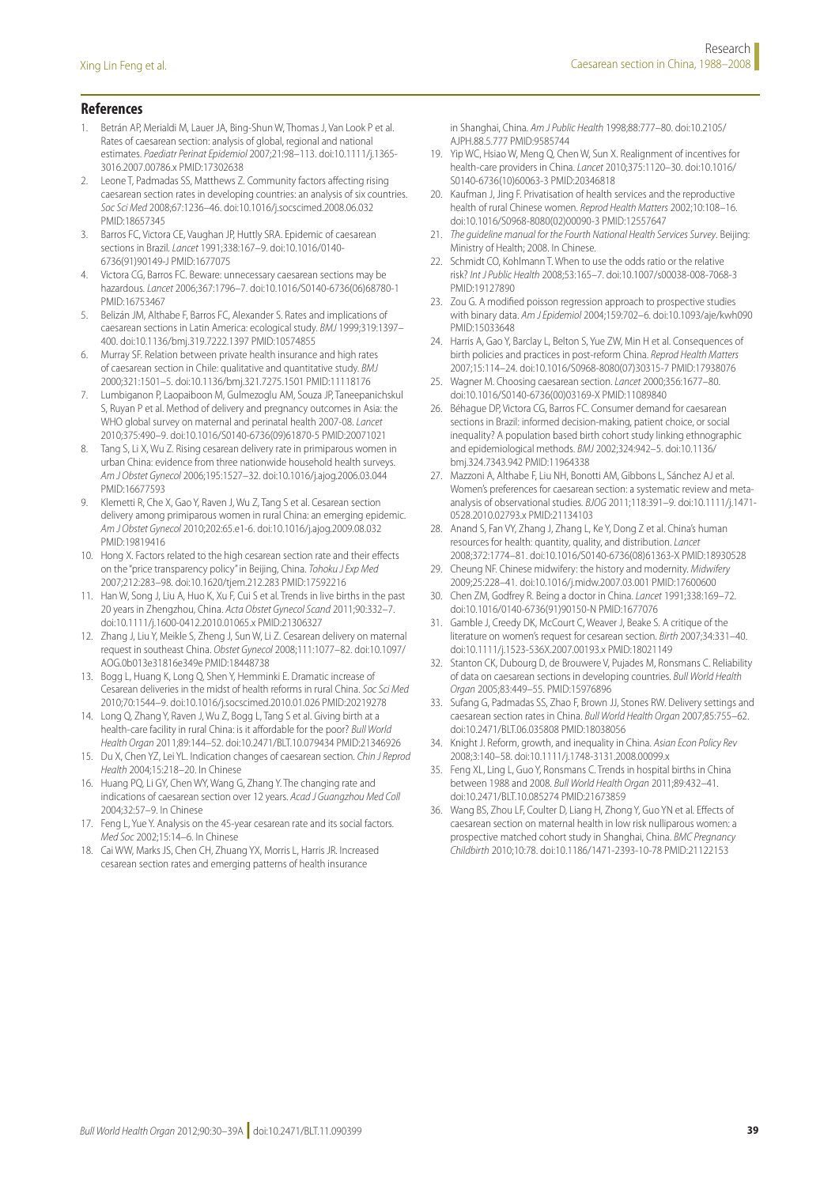## References

1. Betrán AP, Merialdi M, Lauer JA, Bing-Shun W, Thomas J, Van Look P et al. Rates of caesarean section: analysis of global, regional and national estimates. *Paediatr Perinat Epidemiol* 2007;21:98–113. doi:10.1111/j.1365-3016.2007.00786.x PMID:17302638
2. Leone T, Padmadas SS, Matthews Z. Community factors affecting rising caesarean section rates in developing countries: an analysis of six countries. *Soc Sci Med* 2008;67:1236–46. doi:10.1016/j.socscimed.2008.06.032 PMID:18657345
3. Barros FC, Victora CE, Vaughan JP, Huttly SRA. Epidemic of caesarean sections in Brazil. *Lancet* 1991;338:167–9. doi:10.1016/0140-6736(91)90149-J PMID:1677075
4. Victora CG, Barros FC. Beware: unnecessary caesarean sections may be hazardous. *Lancet* 2006;367:1796–7. doi:10.1016/S0140-6736(06)68780-1 PMID:16753467
5. Belizán JM, Althabe F, Barros FC, Alexander S. Rates and implications of caesarean sections in Latin America: ecological study. *BMJ* 1999;319:1397–400. doi:10.1136/bmj.319.7222.1397 PMID:10574855
6. Murray SF. Relation between private health insurance and high rates of caesarean section in Chile: qualitative and quantitative study. *BMJ* 2000;321:1501–5. doi:10.1136/bmj.321.7275.1501 PMID:11118176
7. Lumbiganon P, Laopaiboon M, Gulmezoglu AM, Souza JP, Taneepanichskul S, Ruyan P et al. Method of delivery and pregnancy outcomes in Asia: the WHO global survey on maternal and perinatal health 2007-08. *Lancet* 2010;375:490–9. doi:10.1016/S0140-6736(09)61870-5 PMID:20071021
8. Tang S, Li X, Wu Z. Rising cesarean delivery rate in primiparous women in urban China: evidence from three nationwide household health surveys. *Am J Obstet Gynecol* 2006;195:1527–32. doi:10.1016/j.ajog.2006.03.044 PMID:16677593
9. Klemetti R, Che X, Gao Y, Raven J, Wu Z, Tang S et al. Cesarean section delivery among primiparous women in rural China: an emerging epidemic. *Am J Obstet Gynecol* 2010;202:65.e1-6. doi:10.1016/j.ajog.2009.08.032 PMID:19819416
10. Hong X. Factors related to the high cesarean section rate and their effects on the "price transparency policy" in Beijing, China. *Tohoku J Exp Med* 2007;212:283–98. doi:10.1620/tjem.212.283 PMID:17592216
11. Han W, Song J, Liu A, Huo K, Xu F, Cui S et al. Trends in live births in the past 20 years in Zhengzhou, China. *Acta Obstet Gynecol Scand* 2011;90:332–7. doi:10.1111/j.1600-0412.2010.01065.x PMID:21306327
12. Zhang J, Liu Y, Meikle S, Zheng J, Sun W, Li Z. Cesarean delivery on maternal request in southeast China. *Obstet Gynecol* 2008;111:1077–82. doi:10.1097/AOG.0b013e31816e349e PMID:18448738
13. Bogg L, Huang K, Long Q, Shen Y, Hemminki E. Dramatic increase of Cesarean deliveries in the midst of health reforms in rural China. *Soc Sci Med* 2010;70:1544–9. doi:10.1016/j.socscimed.2010.01.026 PMID:20219278
14. Long Q, Zhang Y, Raven J, Wu Z, Bogg L, Tang S et al. Giving birth at a health-care facility in rural China: is it affordable for the poor? *Bull World Health Organ* 2011;89:144–52. doi:10.2471/BLT.10.079434 PMID:21346926
15. Du X, Chen YZ, Lei YL. Indication changes of caesarean section. *Chin J Reprod Health* 2004;15:218–20. In Chinese
16. Huang PQ, Li GY, Chen WY, Wang G, Zhang Y. The changing rate and indications of caesarean section over 12 years. *Acad J Guangzhou Med Coll* 2004;32:57–9. In Chinese
17. Feng L, Yue Y. Analysis on the 45-year cesarean rate and its social factors. *Med Soc* 2002;15:14–6. In Chinese
18. Cai WW, Marks JS, Chen CH, Zhuang YX, Morris L, Harris JR. Increased cesarean section rates and emerging patterns of health insurance in Shanghai, China. *Am J Public Health* 1998;88:777–80. doi:10.2105/AJPH.88.5.777 PMID:9585744
19. Yip WC, Hsiao W, Meng Q, Chen W, Sun X. Realignment of incentives for health-care providers in China. *Lancet* 2010;375:1120–30. doi:10.1016/S0140-6736(10)60063-3 PMID:20346818
20. Kaufman J, Jing F. Privatisation of health services and the reproductive health of rural Chinese women. *Reprod Health Matters* 2002;10:108–16. doi:10.1016/S0968-8080(02)00090-3 PMID:12557647
21. *The guideline manual for the Fourth National Health Services Survey*. Beijing: Ministry of Health; 2008. In Chinese.
22. Schmidt CO, Kohlmann T. When to use the odds ratio or the relative risk? *Int J Public Health* 2008;53:165–7. doi:10.1007/s00038-008-7068-3 PMID:19127890
23. Zou G. A modified poisson regression approach to prospective studies with binary data. *Am J Epidemiol* 2004;159:702–6. doi:10.1093/aje/kwh090 PMID:15033648
24. Harris A, Gao Y, Barclay L, Belton S, Yue ZW, Min H et al. Consequences of birth policies and practices in post-reform China. *Reprod Health Matters* 2007;15:114–24. doi:10.1016/S0968-8080(07)30315-7 PMID:17938076
25. Wagner M. Choosing caesarean section. *Lancet* 2000;356:1677–80. doi:10.1016/S0140-6736(00)03169-X PMID:11089840
26. Béhague DP, Victora CG, Barros FC. Consumer demand for caesarean sections in Brazil: informed decision-making, patient choice, or social inequality? A population based birth cohort study linking ethnographic and epidemiological methods. *BMJ* 2002;324:942–5. doi:10.1136/bmj.324.7343.942 PMID:11964338
27. Mazzoni A, Althabe F, Liu NH, Bonotti AM, Gibbons L, Sánchez AJ et al. Women's preferences for caesarean section: a systematic review and meta-analysis of observational studies. *BJOG* 2011;118:391–9. doi:10.1111/j.1471-0528.2010.02793.x PMID:21134103
28. Anand S, Fan VY, Zhang J, Zhang L, Ke Y, Dong Z et al. China's human resources for health: quantity, quality, and distribution. *Lancet* 2008;372:1774–81. doi:10.1016/S0140-6736(08)61363-X PMID:18930528
29. Cheung NF. Chinese midwifery: the history and modernity. *Midwifery* 2009;25:228–41. doi:10.1016/j.midw.2007.03.001 PMID:17600600
30. Chen ZM, Godfrey R. Being a doctor in China. *Lancet* 1991;338:169–72. doi:10.1016/0140-6736(91)90150-N PMID:1677076
31. Gamble J, Creedy DK, McCourt C, Weaver J, Beake S. A critique of the literature on women's request for cesarean section. *Birth* 2007;34:331–40. doi:10.1111/j.1523-536X.2007.00193.x PMID:18021149
32. Stanton CK, Dubourg D, de Brouwere V, Pujades M, Ronsmans C. Reliability of data on caesarean sections in developing countries. *Bull World Health Organ* 2005;83:449–55. PMID:15976896
33. Sufang G, Padmadas SS, Zhao F, Brown JJ, Stones RW. Delivery settings and caesarean section rates in China. *Bull World Health Organ* 2007;85:755–62. doi:10.2471/BLT.06.035808 PMID:18038056
34. Knight J. Reform, growth, and inequality in China. *Asian Econ Policy Rev* 2008;3:140–58. doi:10.1111/j.1748-3131.2008.00099.x
35. Feng XL, Ling L, Guo Y, Ronsmans C. Trends in hospital births in China between 1988 and 2008. *Bull World Health Organ* 2011;89:432–41. doi:10.2471/BLT.10.085274 PMID:21673859
36. Wang BS, Zhou LF, Coulter D, Liang H, Zhong Y, Guo YN et al. Effects of caesarean section on maternal health in low risk nulliparous women: a prospective matched cohort study in Shanghai, China. *BMC Pregnancy Childbirth* 2010;10:78. doi:10.1186/1471-2393-10-78 PMID:21122153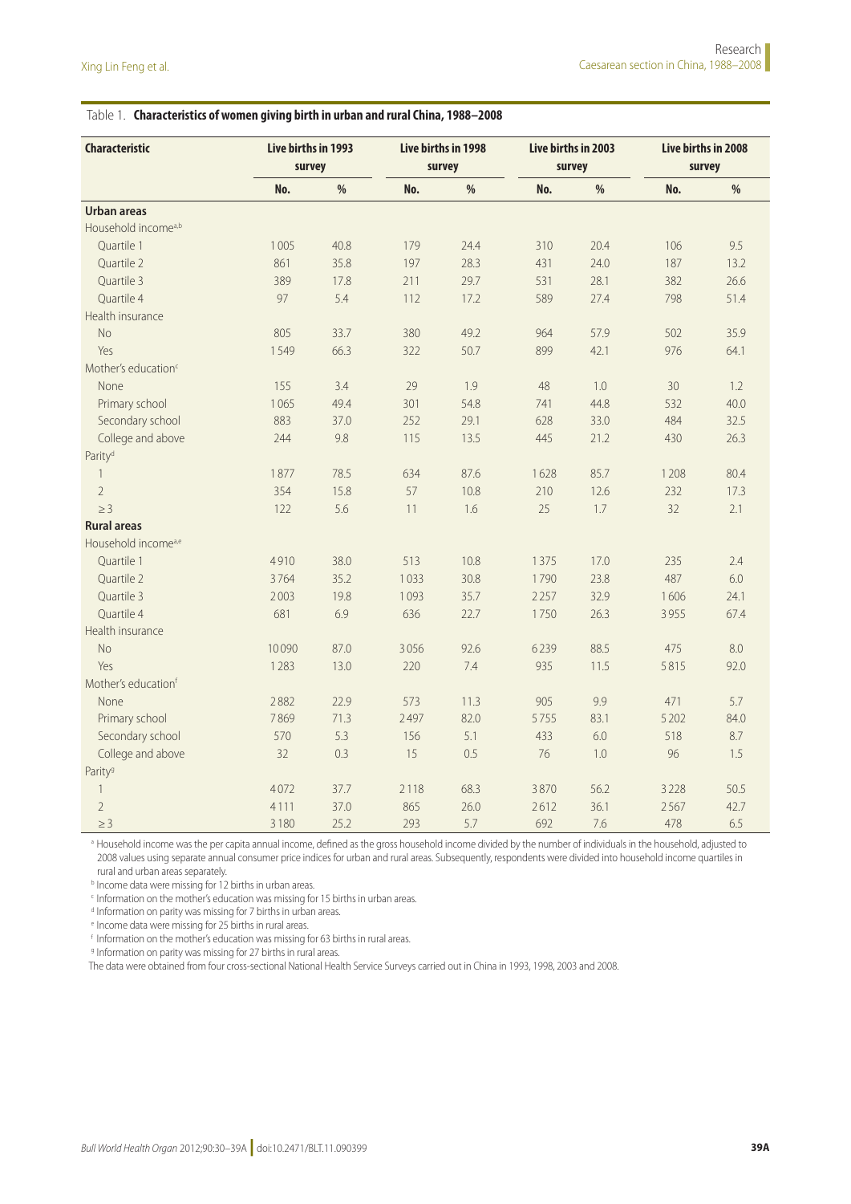Table 1. **Characteristics of women giving birth in urban and rural China, 1988–2008**

| Characteristic | Live births in 1993 survey | | Live births in 1998 survey | | Live births in 2003 survey | | Live births in 2008 survey | |
|---|---|---|---|---|---|---|---|---|
| | No. | % | No. | % | No. | % | No. | % |
| **Urban areas** | | | | | | | | |
| Household income[a,b] | | | | | | | | |
| Quartile 1 | 1005 | 40.8 | 179 | 24.4 | 310 | 20.4 | 106 | 9.5 |
| Quartile 2 | 861 | 35.8 | 197 | 28.3 | 431 | 24.0 | 187 | 13.2 |
| Quartile 3 | 389 | 17.8 | 211 | 29.7 | 531 | 28.1 | 382 | 26.6 |
| Quartile 4 | 97 | 5.4 | 112 | 17.2 | 589 | 27.4 | 798 | 51.4 |
| Health insurance | | | | | | | | |
| No | 805 | 33.7 | 380 | 49.2 | 964 | 57.9 | 502 | 35.9 |
| Yes | 1549 | 66.3 | 322 | 50.7 | 899 | 42.1 | 976 | 64.1 |
| Mother's education[c] | | | | | | | | |
| None | 155 | 3.4 | 29 | 1.9 | 48 | 1.0 | 30 | 1.2 |
| Primary school | 1065 | 49.4 | 301 | 54.8 | 741 | 44.8 | 532 | 40.0 |
| Secondary school | 883 | 37.0 | 252 | 29.1 | 628 | 33.0 | 484 | 32.5 |
| College and above | 244 | 9.8 | 115 | 13.5 | 445 | 21.2 | 430 | 26.3 |
| Parity[d] | | | | | | | | |
| 1 | 1877 | 78.5 | 634 | 87.6 | 1628 | 85.7 | 1208 | 80.4 |
| 2 | 354 | 15.8 | 57 | 10.8 | 210 | 12.6 | 232 | 17.3 |
| ≥ 3 | 122 | 5.6 | 11 | 1.6 | 25 | 1.7 | 32 | 2.1 |
| **Rural areas** | | | | | | | | |
| Household income[a,e] | | | | | | | | |
| Quartile 1 | 4910 | 38.0 | 513 | 10.8 | 1375 | 17.0 | 235 | 2.4 |
| Quartile 2 | 3764 | 35.2 | 1033 | 30.8 | 1790 | 23.8 | 487 | 6.0 |
| Quartile 3 | 2003 | 19.8 | 1093 | 35.7 | 2257 | 32.9 | 1606 | 24.1 |
| Quartile 4 | 681 | 6.9 | 636 | 22.7 | 1750 | 26.3 | 3955 | 67.4 |
| Health insurance | | | | | | | | |
| No | 10090 | 87.0 | 3056 | 92.6 | 6239 | 88.5 | 475 | 8.0 |
| Yes | 1283 | 13.0 | 220 | 7.4 | 935 | 11.5 | 5815 | 92.0 |
| Mother's education[f] | | | | | | | | |
| None | 2882 | 22.9 | 573 | 11.3 | 905 | 9.9 | 471 | 5.7 |
| Primary school | 7869 | 71.3 | 2497 | 82.0 | 5755 | 83.1 | 5202 | 84.0 |
| Secondary school | 570 | 5.3 | 156 | 5.1 | 433 | 6.0 | 518 | 8.7 |
| College and above | 32 | 0.3 | 15 | 0.5 | 76 | 1.0 | 96 | 1.5 |
| Parity[g] | | | | | | | | |
| 1 | 4072 | 37.7 | 2118 | 68.3 | 3870 | 56.2 | 3228 | 50.5 |
| 2 | 4111 | 37.0 | 865 | 26.0 | 2612 | 36.1 | 2567 | 42.7 |
| ≥ 3 | 3180 | 25.2 | 293 | 5.7 | 692 | 7.6 | 478 | 6.5 |

[a] Household income was the per capita annual income, defined as the gross household income divided by the number of individuals in the household, adjusted to 2008 values using separate annual consumer price indices for urban and rural areas. Subsequently, respondents were divided into household income quartiles in rural and urban areas separately.

[b] Income data were missing for 12 births in urban areas.

[c] Information on the mother's education was missing for 15 births in urban areas.

[d] Information on parity was missing for 7 births in urban areas.

[e] Income data were missing for 25 births in rural areas.

[f] Information on the mother's education was missing for 63 births in rural areas.

[g] Information on parity was missing for 27 births in rural areas.

The data were obtained from four cross-sectional National Health Service Surveys carried out in China in 1993, 1998, 2003 and 2008.